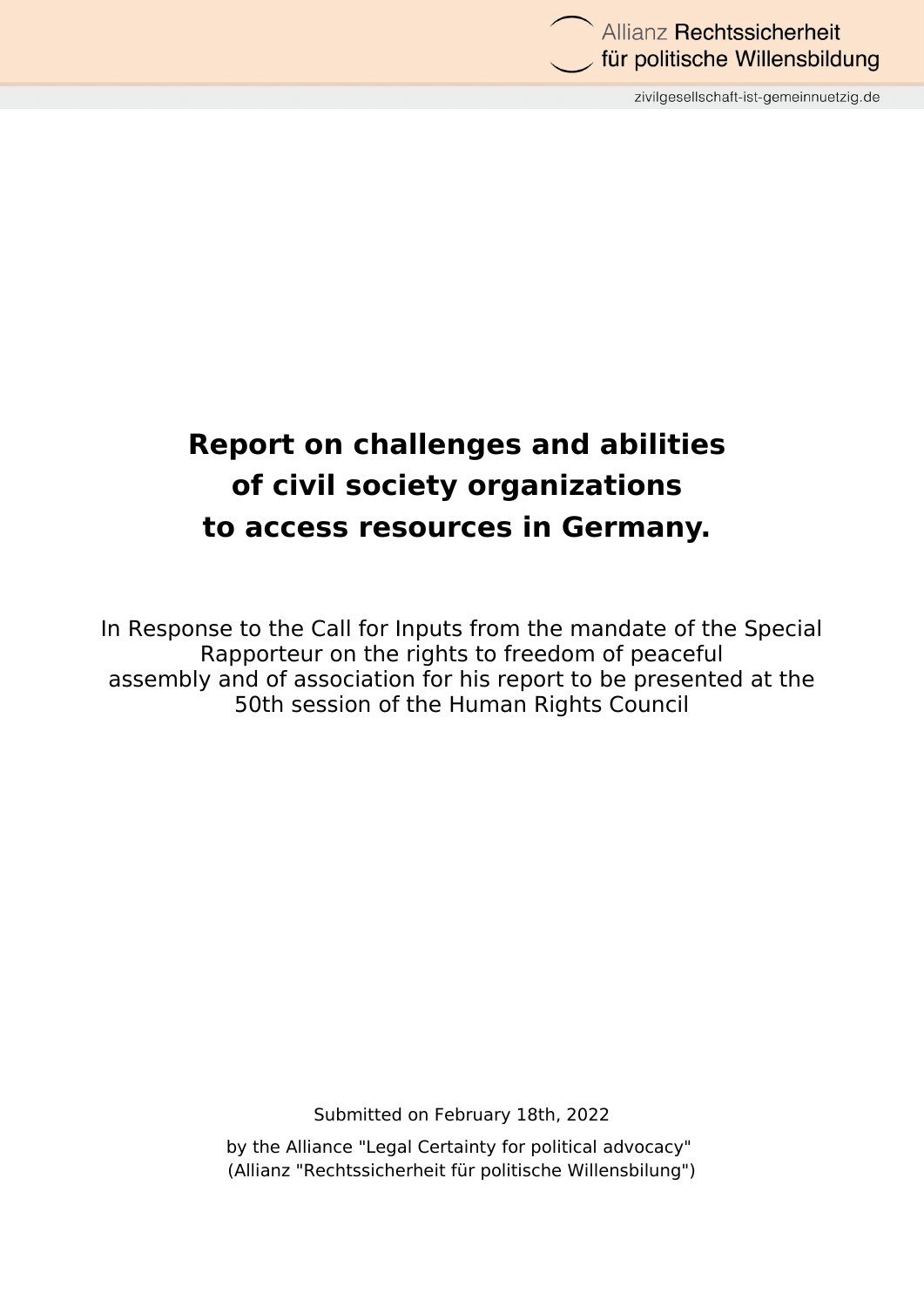# Report on challenges and abilities of civil society organizations to access resources in Germany.

In Response to the Call for Inputs from the mandate of the Special Rapporteur on the rights to freedom of peaceful assembly and of association for his report to be presented at the 50th session of the Human Rights Council

Submitted on February 18th, 2022

by the Alliance "Legal Certainty for political advocacy" (Allianz "Rechtssicherheit für politische Willensbilung")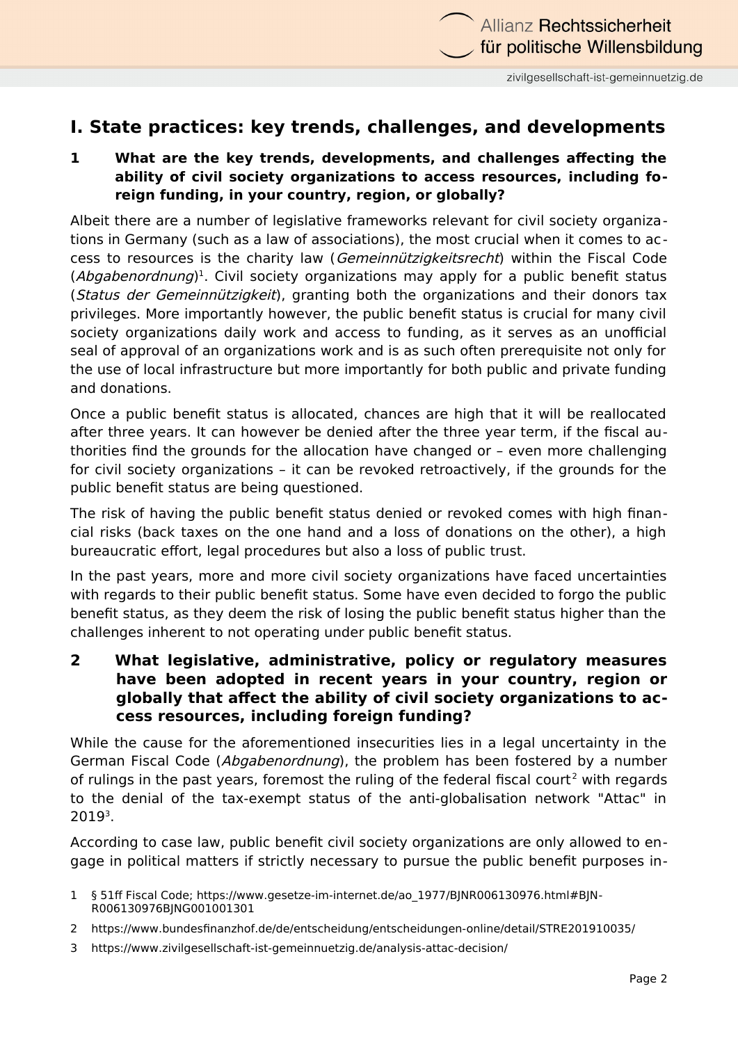# I. State practices: key trends, challenges, and developments

## 1 What are the key trends, developments, and challenges affecting the ability of civil society organizations to access resources, including foreign funding, in your country, region, or globally?

Albeit there are a number of legislative frameworks relevant for civil society organizations in Germany (such as a law of associations), the most crucial when it comes to access to resources is the charity law (*Gemeinnützigkeitsrecht*) within the Fiscal Code (*Abgabenordnung*)[1]. Civil society organizations may apply for a public benefit status (*Status der Gemeinnützigkeit*), granting both the organizations and their donors tax privileges. More importantly however, the public benefit status is crucial for many civil society organizations daily work and access to funding, as it serves as an unofficial seal of approval of an organizations work and is as such often prerequisite not only for the use of local infrastructure but more importantly for both public and private funding and donations.

Once a public benefit status is allocated, chances are high that it will be reallocated after three years. It can however be denied after the three year term, if the fiscal authorities find the grounds for the allocation have changed or – even more challenging for civil society organizations – it can be revoked retroactively, if the grounds for the public benefit status are being questioned.

The risk of having the public benefit status denied or revoked comes with high financial risks (back taxes on the one hand and a loss of donations on the other), a high bureaucratic effort, legal procedures but also a loss of public trust.

In the past years, more and more civil society organizations have faced uncertainties with regards to their public benefit status. Some have even decided to forgo the public benefit status, as they deem the risk of losing the public benefit status higher than the challenges inherent to not operating under public benefit status.

## 2 What legislative, administrative, policy or regulatory measures have been adopted in recent years in your country, region or globally that affect the ability of civil society organizations to access resources, including foreign funding?

While the cause for the aforementioned insecurities lies in a legal uncertainty in the German Fiscal Code (*Abgabenordnung*), the problem has been fostered by a number of rulings in the past years, foremost the ruling of the federal fiscal court[2] with regards to the denial of the tax-exempt status of the anti-globalisation network "Attac" in 2019[3].

According to case law, public benefit civil society organizations are only allowed to engage in political matters if strictly necessary to pursue the public benefit purposes in-

1 § 51ff Fiscal Code; https://www.gesetze-im-internet.de/ao_1977/BJNR006130976.html#BJNR006130976BJNG001001301

2 https://www.bundesfinanzhof.de/de/entscheidung/entscheidungen-online/detail/STRE201910035/

3 https://www.zivilgesellschaft-ist-gemeinnuetzig.de/analysis-attac-decision/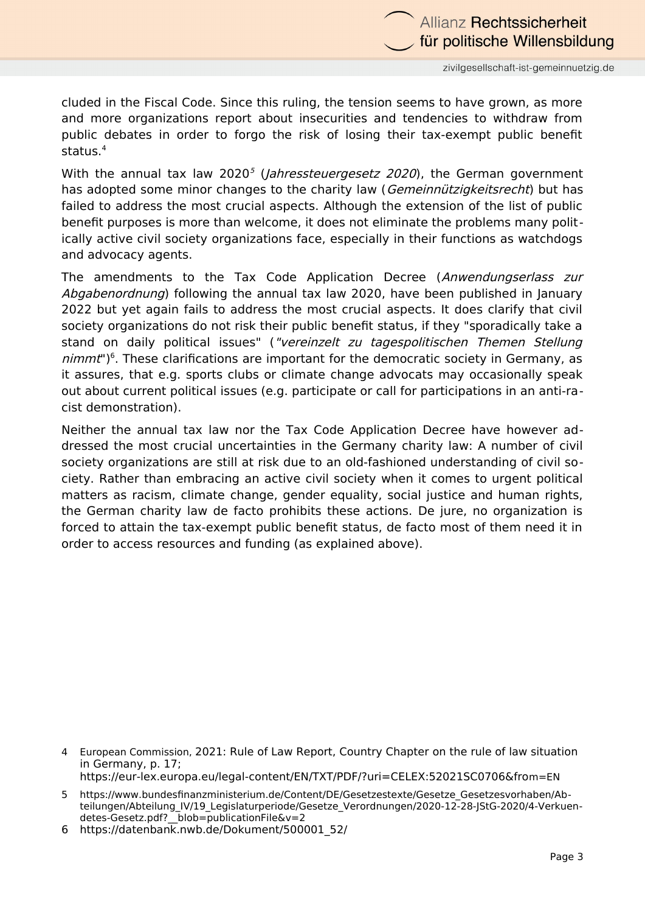cluded in the Fiscal Code. Since this ruling, the tension seems to have grown, as more and more organizations report about insecurities and tendencies to withdraw from public debates in order to forgo the risk of losing their tax-exempt public benefit status.[4]

With the annual tax law 2020[5] (*Jahressteuergesetz 2020*), the German government has adopted some minor changes to the charity law (*Gemeinnützigkeitsrecht*) but has failed to address the most crucial aspects. Although the extension of the list of public benefit purposes is more than welcome, it does not eliminate the problems many politically active civil society organizations face, especially in their functions as watchdogs and advocacy agents.

The amendments to the Tax Code Application Decree (*Anwendungserlass zur Abgabenordnung*) following the annual tax law 2020, have been published in January 2022 but yet again fails to address the most crucial aspects. It does clarify that civil society organizations do not risk their public benefit status, if they "sporadically take a stand on daily political issues" (*"vereinzelt zu tagespolitischen Themen Stellung nimmt*")[6]. These clarifications are important for the democratic society in Germany, as it assures, that e.g. sports clubs or climate change advocats may occasionally speak out about current political issues (e.g. participate or call for participations in an anti-racist demonstration).

Neither the annual tax law nor the Tax Code Application Decree have however addressed the most crucial uncertainties in the Germany charity law: A number of civil society organizations are still at risk due to an old-fashioned understanding of civil society. Rather than embracing an active civil society when it comes to urgent political matters as racism, climate change, gender equality, social justice and human rights, the German charity law de facto prohibits these actions. De jure, no organization is forced to attain the tax-exempt public benefit status, de facto most of them need it in order to access resources and funding (as explained above).

4 European Commission, 2021: Rule of Law Report, Country Chapter on the rule of law situation in Germany, p. 17; https://eur-lex.europa.eu/legal-content/EN/TXT/PDF/?uri=CELEX:52021SC0706&from=EN

5 https://www.bundesfinanzministerium.de/Content/DE/Gesetzestexte/Gesetze_Gesetzesvorhaben/Abteilungen/Abteilung_IV/19_Legislaturperiode/Gesetze_Verordnungen/2020-12-28-JStG-2020/4-Verkuendetes-Gesetz.pdf?__blob=publicationFile&v=2

6 https://datenbank.nwb.de/Dokument/500001_52/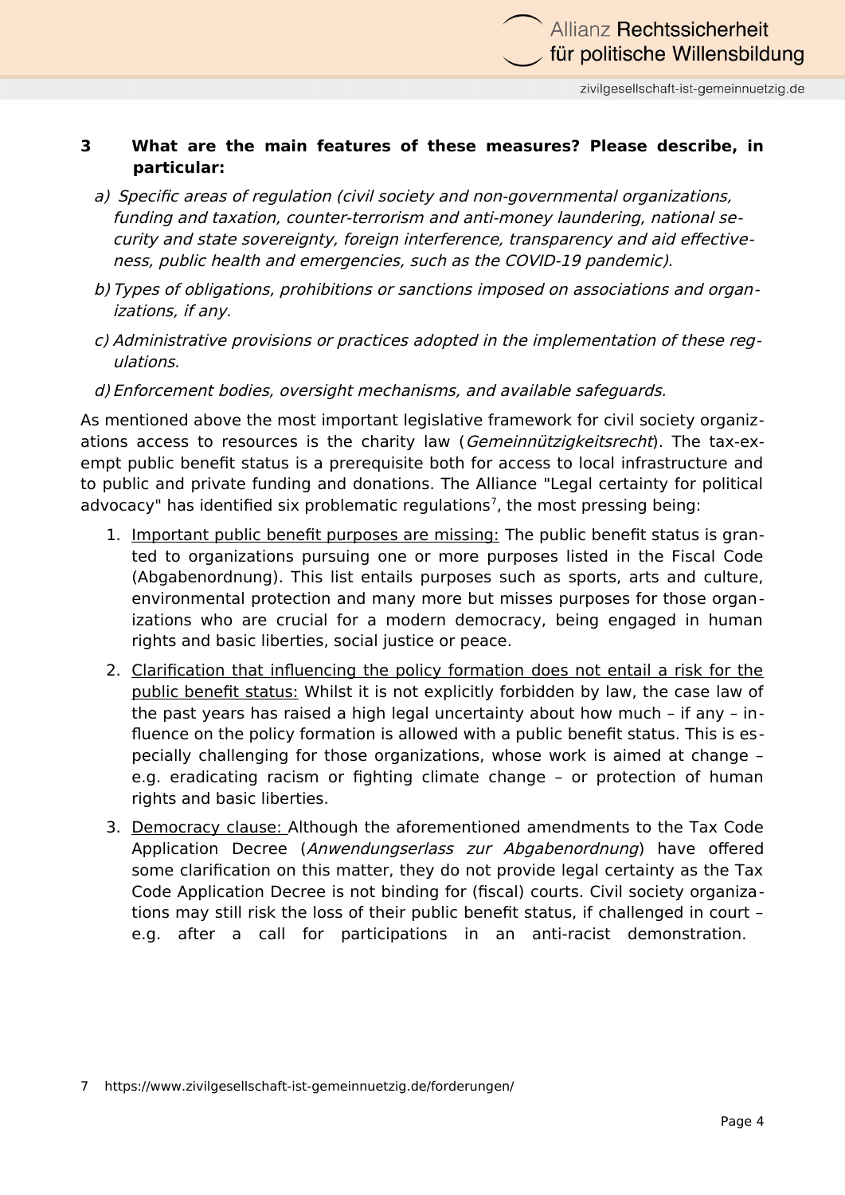**3 What are the main features of these measures? Please describe, in particular:**

*a) Specific areas of regulation (civil society and non-governmental organizations, funding and taxation, counter-terrorism and anti-money laundering, national security and state sovereignty, foreign interference, transparency and aid effectiveness, public health and emergencies, such as the COVID-19 pandemic).*

*b) Types of obligations, prohibitions or sanctions imposed on associations and organizations, if any.*

*c) Administrative provisions or practices adopted in the implementation of these regulations.*

*d) Enforcement bodies, oversight mechanisms, and available safeguards.*

As mentioned above the most important legislative framework for civil society organizations access to resources is the charity law (*Gemeinnützigkeitsrecht*). The tax-exempt public benefit status is a prerequisite both for access to local infrastructure and to public and private funding and donations. The Alliance "Legal certainty for political advocacy" has identified six problematic regulations[7], the most pressing being:

1. Important public benefit purposes are missing: The public benefit status is granted to organizations pursuing one or more purposes listed in the Fiscal Code (Abgabenordnung). This list entails purposes such as sports, arts and culture, environmental protection and many more but misses purposes for those organizations who are crucial for a modern democracy, being engaged in human rights and basic liberties, social justice or peace.
2. Clarification that influencing the policy formation does not entail a risk for the public benefit status: Whilst it is not explicitly forbidden by law, the case law of the past years has raised a high legal uncertainty about how much – if any – influence on the policy formation is allowed with a public benefit status. This is especially challenging for those organizations, whose work is aimed at change – e.g. eradicating racism or fighting climate change – or protection of human rights and basic liberties.
3. Democracy clause: Although the aforementioned amendments to the Tax Code Application Decree (*Anwendungserlass zur Abgabenordnung*) have offered some clarification on this matter, they do not provide legal certainty as the Tax Code Application Decree is not binding for (fiscal) courts. Civil society organizations may still risk the loss of their public benefit status, if challenged in court – e.g. after a call for participations in an anti-racist demonstration.

7 https://www.zivilgesellschaft-ist-gemeinnuetzig.de/forderungen/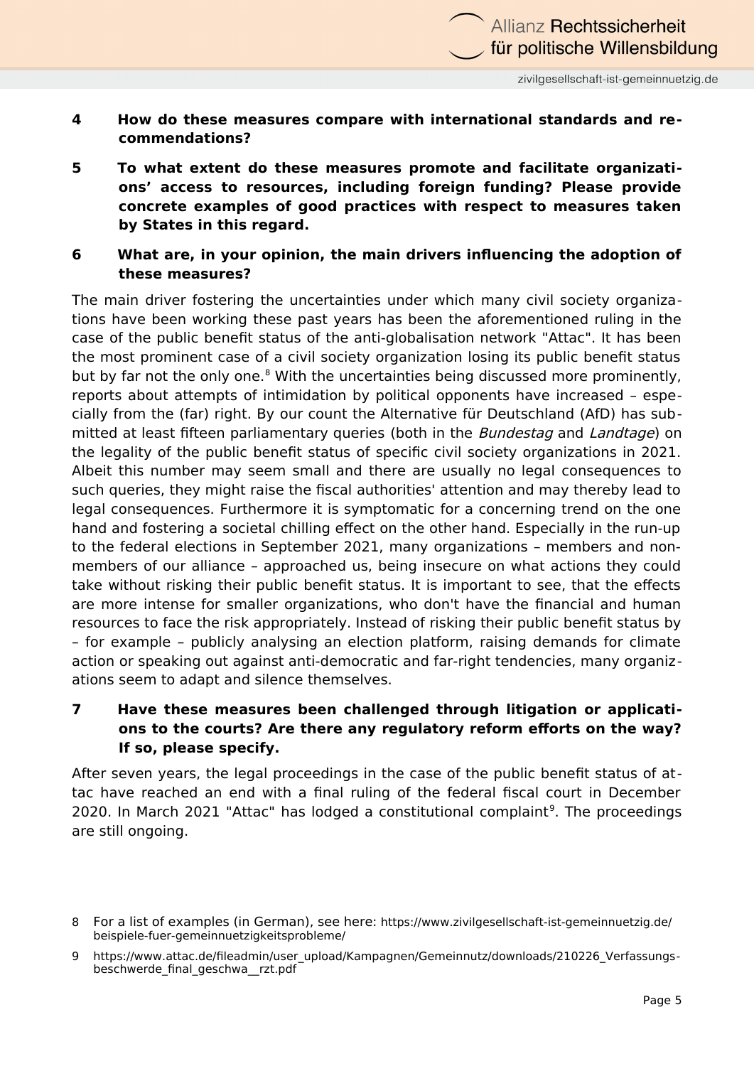**4 How do these measures compare with international standards and recommendations?**

**5 To what extent do these measures promote and facilitate organizations' access to resources, including foreign funding? Please provide concrete examples of good practices with respect to measures taken by States in this regard.**

**6 What are, in your opinion, the main drivers influencing the adoption of these measures?**

The main driver fostering the uncertainties under which many civil society organizations have been working these past years has been the aforementioned ruling in the case of the public benefit status of the anti-globalisation network "Attac". It has been the most prominent case of a civil society organization losing its public benefit status but by far not the only one.[8] With the uncertainties being discussed more prominently, reports about attempts of intimidation by political opponents have increased – especially from the (far) right. By our count the Alternative für Deutschland (AfD) has submitted at least fifteen parliamentary queries (both in the *Bundestag* and *Landtage*) on the legality of the public benefit status of specific civil society organizations in 2021. Albeit this number may seem small and there are usually no legal consequences to such queries, they might raise the fiscal authorities' attention and may thereby lead to legal consequences. Furthermore it is symptomatic for a concerning trend on the one hand and fostering a societal chilling effect on the other hand. Especially in the run-up to the federal elections in September 2021, many organizations – members and non-members of our alliance – approached us, being insecure on what actions they could take without risking their public benefit status. It is important to see, that the effects are more intense for smaller organizations, who don't have the financial and human resources to face the risk appropriately. Instead of risking their public benefit status by – for example – publicly analysing an election platform, raising demands for climate action or speaking out against anti-democratic and far-right tendencies, many organizations seem to adapt and silence themselves.

**7 Have these measures been challenged through litigation or applications to the courts? Are there any regulatory reform efforts on the way? If so, please specify.**

After seven years, the legal proceedings in the case of the public benefit status of attac have reached an end with a final ruling of the federal fiscal court in December 2020. In March 2021 "Attac" has lodged a constitutional complaint[9]. The proceedings are still ongoing.

---

8 For a list of examples (in German), see here: https://www.zivilgesellschaft-ist-gemeinnuetzig.de/beispiele-fuer-gemeinnuetzigkeitsprobleme/

9 https://www.attac.de/fileadmin/user_upload/Kampagnen/Gemeinnutz/downloads/210226_Verfassungsbeschwerde_final_geschwa__rzt.pdf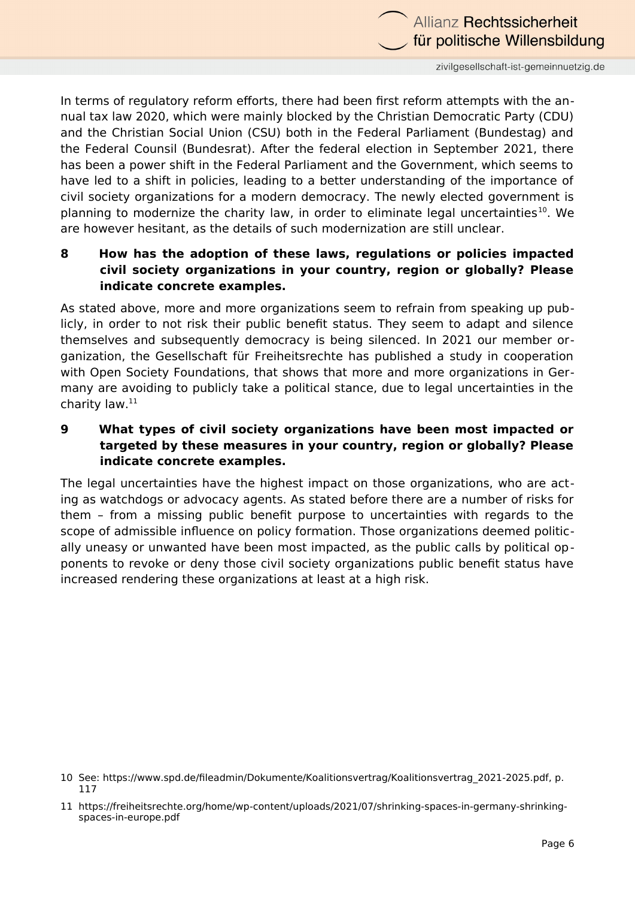In terms of regulatory reform efforts, there had been first reform attempts with the annual tax law 2020, which were mainly blocked by the Christian Democratic Party (CDU) and the Christian Social Union (CSU) both in the Federal Parliament (Bundestag) and the Federal Counsil (Bundesrat). After the federal election in September 2021, there has been a power shift in the Federal Parliament and the Government, which seems to have led to a shift in policies, leading to a better understanding of the importance of civil society organizations for a modern democracy. The newly elected government is planning to modernize the charity law, in order to eliminate legal uncertainties[10]. We are however hesitant, as the details of such modernization are still unclear.

## 8 How has the adoption of these laws, regulations or policies impacted civil society organizations in your country, region or globally? Please indicate concrete examples.

As stated above, more and more organizations seem to refrain from speaking up publicly, in order to not risk their public benefit status. They seem to adapt and silence themselves and subsequently democracy is being silenced. In 2021 our member organization, the Gesellschaft für Freiheitsrechte has published a study in cooperation with Open Society Foundations, that shows that more and more organizations in Germany are avoiding to publicly take a political stance, due to legal uncertainties in the charity law.[11]

## 9 What types of civil society organizations have been most impacted or targeted by these measures in your country, region or globally? Please indicate concrete examples.

The legal uncertainties have the highest impact on those organizations, who are acting as watchdogs or advocacy agents. As stated before there are a number of risks for them – from a missing public benefit purpose to uncertainties with regards to the scope of admissible influence on policy formation. Those organizations deemed politically uneasy or unwanted have been most impacted, as the public calls by political opponents to revoke or deny those civil society organizations public benefit status have increased rendering these organizations at least at a high risk.

---

10 See: https://www.spd.de/fileadmin/Dokumente/Koalitionsvertrag/Koalitionsvertrag_2021-2025.pdf, p. 117

11 https://freiheitsrechte.org/home/wp-content/uploads/2021/07/shrinking-spaces-in-germany-shrinking-spaces-in-europe.pdf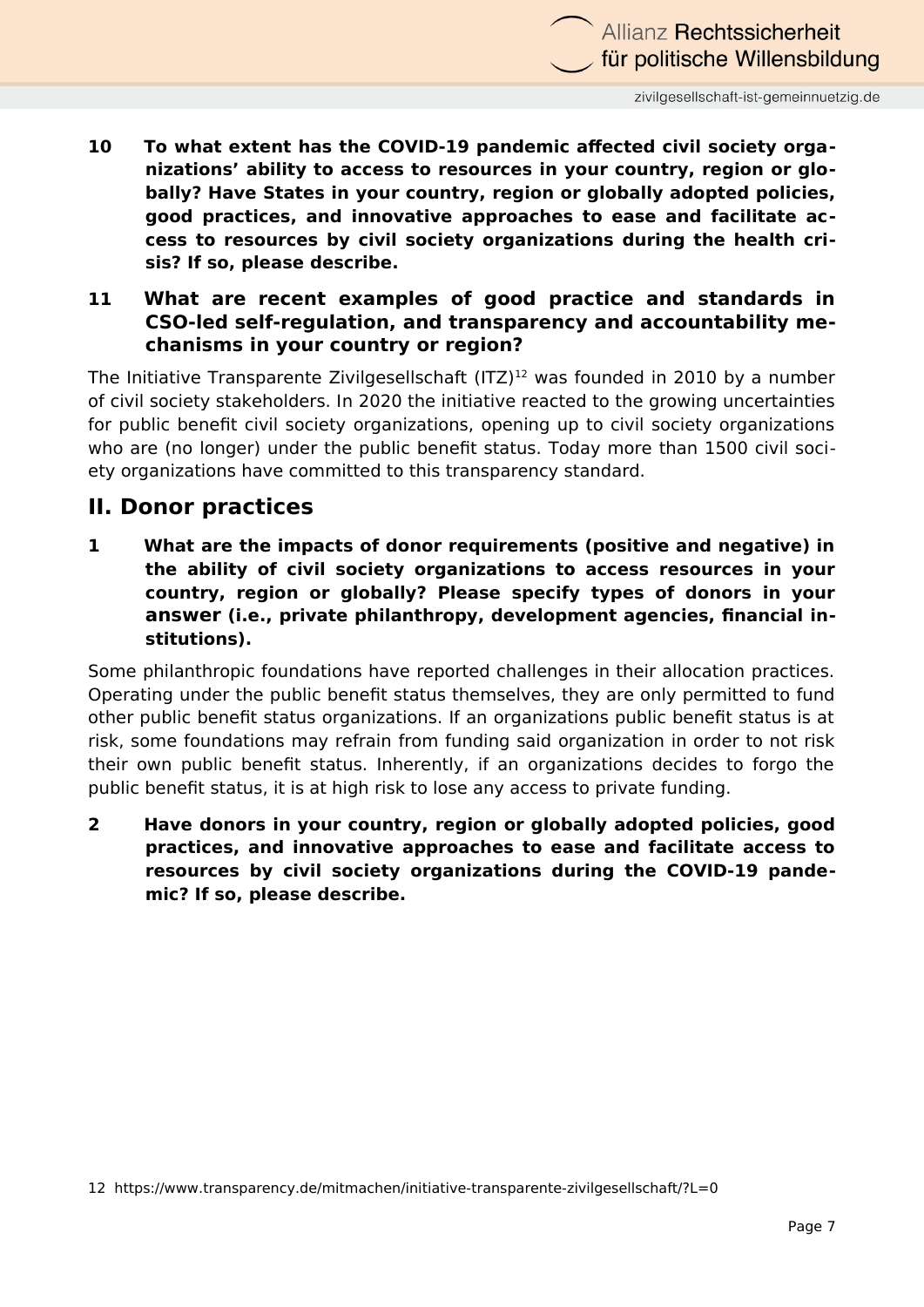**10 To what extent has the COVID-19 pandemic affected civil society organizations' ability to access to resources in your country, region or globally? Have States in your country, region or globally adopted policies, good practices, and innovative approaches to ease and facilitate access to resources by civil society organizations during the health crisis? If so, please describe.**

**11 What are recent examples of good practice and standards in CSO-led self-regulation, and transparency and accountability mechanisms in your country or region?**

The Initiative Transparente Zivilgesellschaft (ITZ)[12] was founded in 2010 by a number of civil society stakeholders. In 2020 the initiative reacted to the growing uncertainties for public benefit civil society organizations, opening up to civil society organizations who are (no longer) under the public benefit status. Today more than 1500 civil society organizations have committed to this transparency standard.

## II. Donor practices

**1 What are the impacts of donor requirements (positive and negative) in the ability of civil society organizations to access resources in your country, region or globally? Please specify types of donors in your answer (i.e., private philanthropy, development agencies, financial institutions).**

Some philanthropic foundations have reported challenges in their allocation practices. Operating under the public benefit status themselves, they are only permitted to fund other public benefit status organizations. If an organizations public benefit status is at risk, some foundations may refrain from funding said organization in order to not risk their own public benefit status. Inherently, if an organizations decides to forgo the public benefit status, it is at high risk to lose any access to private funding.

**2 Have donors in your country, region or globally adopted policies, good practices, and innovative approaches to ease and facilitate access to resources by civil society organizations during the COVID-19 pandemic? If so, please describe.**

12 https://www.transparency.de/mitmachen/initiative-transparente-zivilgesellschaft/?L=0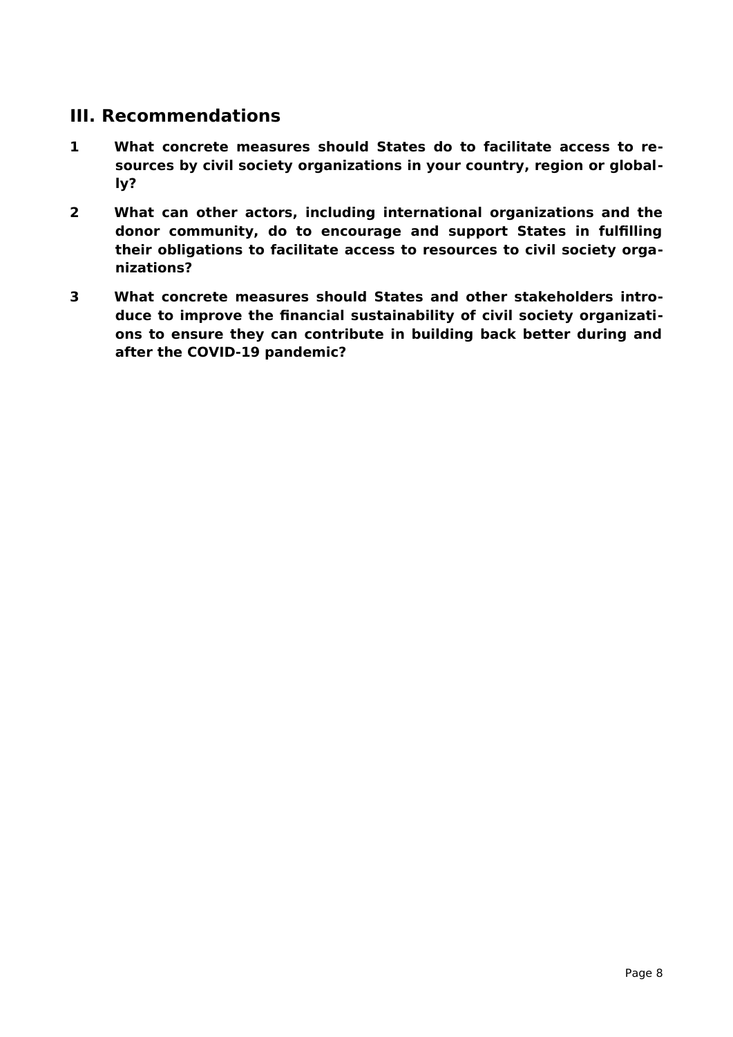## III. Recommendations

**1 What concrete measures should States do to facilitate access to resources by civil society organizations in your country, region or globally?**

**2 What can other actors, including international organizations and the donor community, do to encourage and support States in fulfilling their obligations to facilitate access to resources to civil society organizations?**

**3 What concrete measures should States and other stakeholders introduce to improve the financial sustainability of civil society organizations to ensure they can contribute in building back better during and after the COVID-19 pandemic?**